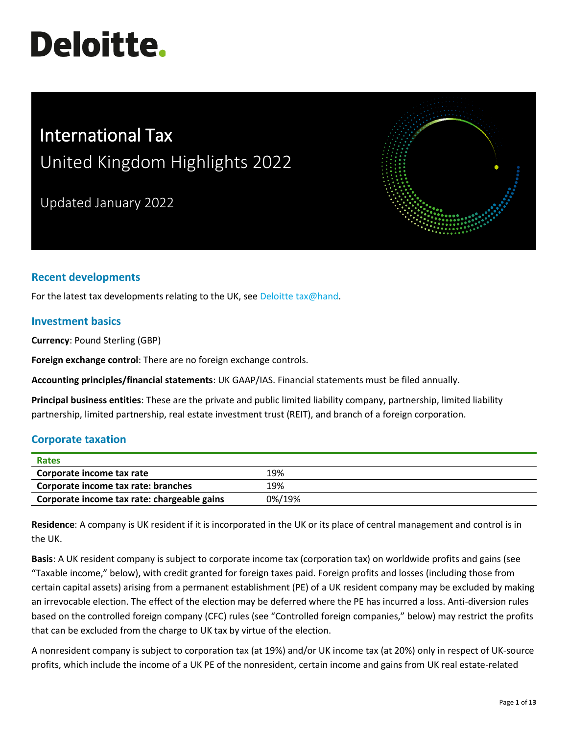# Deloitte.

# International Tax

## United Kingdom Highlights 2022

Updated January 2022

## Recent developments

For the latest tax developments relating to the UK, see Deloitte tax@hand.

## Investment basics

**Currency**: Pound Sterling (GBP)

**Foreign exchange control**: There are no foreign exchange controls.

**Accounting principles/financial statements**: UK GAAP/IAS. Financial statements must be filed annually.

**Principal business entities**: These are the private and public limited liability company, partnership, limited liability partnership, limited partnership, real estate investment trust (REIT), and branch of a foreign corporation.

## Corporate taxation

| Rates | |
|---|---|
| **Corporate income tax rate** | 19% |
| **Corporate income tax rate: branches** | 19% |
| **Corporate income tax rate: chargeable gains** | 0%/19% |

**Residence**: A company is UK resident if it is incorporated in the UK or its place of central management and control is in the UK.

**Basis**: A UK resident company is subject to corporate income tax (corporation tax) on worldwide profits and gains (see "Taxable income," below), with credit granted for foreign taxes paid. Foreign profits and losses (including those from certain capital assets) arising from a permanent establishment (PE) of a UK resident company may be excluded by making an irrevocable election. The effect of the election may be deferred where the PE has incurred a loss. Anti-diversion rules based on the controlled foreign company (CFC) rules (see "Controlled foreign companies," below) may restrict the profits that can be excluded from the charge to UK tax by virtue of the election.

A nonresident company is subject to corporation tax (at 19%) and/or UK income tax (at 20%) only in respect of UK-source profits, which include the income of a UK PE of the nonresident, certain income and gains from UK real estate-related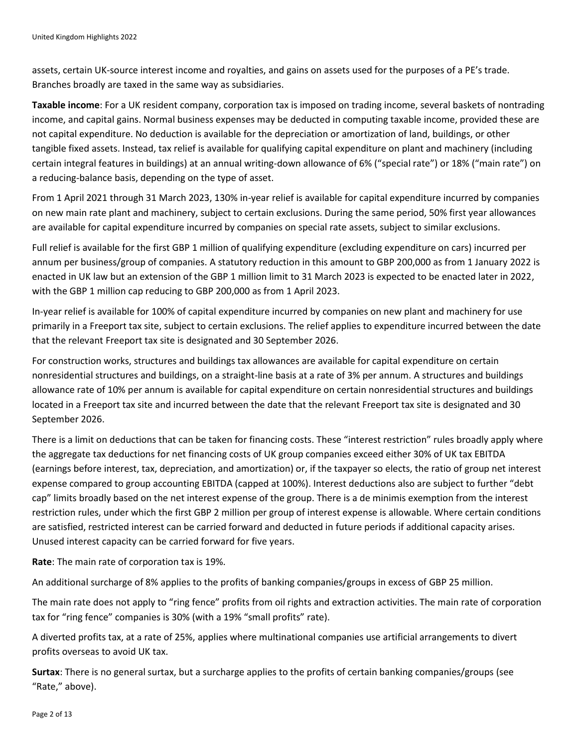assets, certain UK-source interest income and royalties, and gains on assets used for the purposes of a PE's trade. Branches broadly are taxed in the same way as subsidiaries.

**Taxable income**: For a UK resident company, corporation tax is imposed on trading income, several baskets of nontrading income, and capital gains. Normal business expenses may be deducted in computing taxable income, provided these are not capital expenditure. No deduction is available for the depreciation or amortization of land, buildings, or other tangible fixed assets. Instead, tax relief is available for qualifying capital expenditure on plant and machinery (including certain integral features in buildings) at an annual writing-down allowance of 6% ("special rate") or 18% ("main rate") on a reducing-balance basis, depending on the type of asset.

From 1 April 2021 through 31 March 2023, 130% in-year relief is available for capital expenditure incurred by companies on new main rate plant and machinery, subject to certain exclusions. During the same period, 50% first year allowances are available for capital expenditure incurred by companies on special rate assets, subject to similar exclusions.

Full relief is available for the first GBP 1 million of qualifying expenditure (excluding expenditure on cars) incurred per annum per business/group of companies. A statutory reduction in this amount to GBP 200,000 as from 1 January 2022 is enacted in UK law but an extension of the GBP 1 million limit to 31 March 2023 is expected to be enacted later in 2022, with the GBP 1 million cap reducing to GBP 200,000 as from 1 April 2023.

In-year relief is available for 100% of capital expenditure incurred by companies on new plant and machinery for use primarily in a Freeport tax site, subject to certain exclusions. The relief applies to expenditure incurred between the date that the relevant Freeport tax site is designated and 30 September 2026.

For construction works, structures and buildings tax allowances are available for capital expenditure on certain nonresidential structures and buildings, on a straight-line basis at a rate of 3% per annum. A structures and buildings allowance rate of 10% per annum is available for capital expenditure on certain nonresidential structures and buildings located in a Freeport tax site and incurred between the date that the relevant Freeport tax site is designated and 30 September 2026.

There is a limit on deductions that can be taken for financing costs. These "interest restriction" rules broadly apply where the aggregate tax deductions for net financing costs of UK group companies exceed either 30% of UK tax EBITDA (earnings before interest, tax, depreciation, and amortization) or, if the taxpayer so elects, the ratio of group net interest expense compared to group accounting EBITDA (capped at 100%). Interest deductions also are subject to further "debt cap" limits broadly based on the net interest expense of the group. There is a de minimis exemption from the interest restriction rules, under which the first GBP 2 million per group of interest expense is allowable. Where certain conditions are satisfied, restricted interest can be carried forward and deducted in future periods if additional capacity arises. Unused interest capacity can be carried forward for five years.

**Rate**: The main rate of corporation tax is 19%.

An additional surcharge of 8% applies to the profits of banking companies/groups in excess of GBP 25 million.

The main rate does not apply to "ring fence" profits from oil rights and extraction activities. The main rate of corporation tax for "ring fence" companies is 30% (with a 19% "small profits" rate).

A diverted profits tax, at a rate of 25%, applies where multinational companies use artificial arrangements to divert profits overseas to avoid UK tax.

**Surtax**: There is no general surtax, but a surcharge applies to the profits of certain banking companies/groups (see "Rate," above).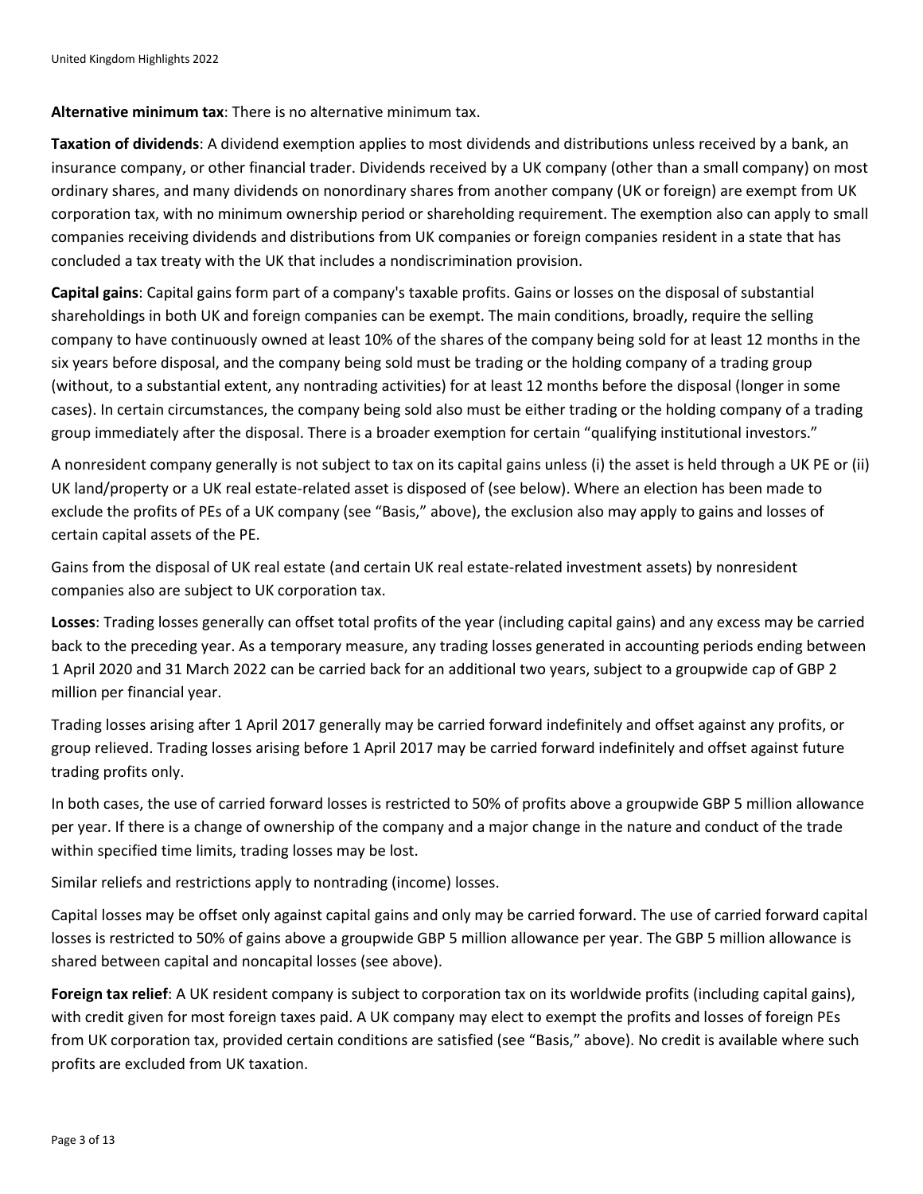**Alternative minimum tax**: There is no alternative minimum tax.

**Taxation of dividends**: A dividend exemption applies to most dividends and distributions unless received by a bank, an insurance company, or other financial trader. Dividends received by a UK company (other than a small company) on most ordinary shares, and many dividends on nonordinary shares from another company (UK or foreign) are exempt from UK corporation tax, with no minimum ownership period or shareholding requirement. The exemption also can apply to small companies receiving dividends and distributions from UK companies or foreign companies resident in a state that has concluded a tax treaty with the UK that includes a nondiscrimination provision.

**Capital gains**: Capital gains form part of a company's taxable profits. Gains or losses on the disposal of substantial shareholdings in both UK and foreign companies can be exempt. The main conditions, broadly, require the selling company to have continuously owned at least 10% of the shares of the company being sold for at least 12 months in the six years before disposal, and the company being sold must be trading or the holding company of a trading group (without, to a substantial extent, any nontrading activities) for at least 12 months before the disposal (longer in some cases). In certain circumstances, the company being sold also must be either trading or the holding company of a trading group immediately after the disposal. There is a broader exemption for certain "qualifying institutional investors."

A nonresident company generally is not subject to tax on its capital gains unless (i) the asset is held through a UK PE or (ii) UK land/property or a UK real estate-related asset is disposed of (see below). Where an election has been made to exclude the profits of PEs of a UK company (see "Basis," above), the exclusion also may apply to gains and losses of certain capital assets of the PE.

Gains from the disposal of UK real estate (and certain UK real estate-related investment assets) by nonresident companies also are subject to UK corporation tax.

**Losses**: Trading losses generally can offset total profits of the year (including capital gains) and any excess may be carried back to the preceding year. As a temporary measure, any trading losses generated in accounting periods ending between 1 April 2020 and 31 March 2022 can be carried back for an additional two years, subject to a groupwide cap of GBP 2 million per financial year.

Trading losses arising after 1 April 2017 generally may be carried forward indefinitely and offset against any profits, or group relieved. Trading losses arising before 1 April 2017 may be carried forward indefinitely and offset against future trading profits only.

In both cases, the use of carried forward losses is restricted to 50% of profits above a groupwide GBP 5 million allowance per year. If there is a change of ownership of the company and a major change in the nature and conduct of the trade within specified time limits, trading losses may be lost.

Similar reliefs and restrictions apply to nontrading (income) losses.

Capital losses may be offset only against capital gains and only may be carried forward. The use of carried forward capital losses is restricted to 50% of gains above a groupwide GBP 5 million allowance per year. The GBP 5 million allowance is shared between capital and noncapital losses (see above).

**Foreign tax relief**: A UK resident company is subject to corporation tax on its worldwide profits (including capital gains), with credit given for most foreign taxes paid. A UK company may elect to exempt the profits and losses of foreign PEs from UK corporation tax, provided certain conditions are satisfied (see "Basis," above). No credit is available where such profits are excluded from UK taxation.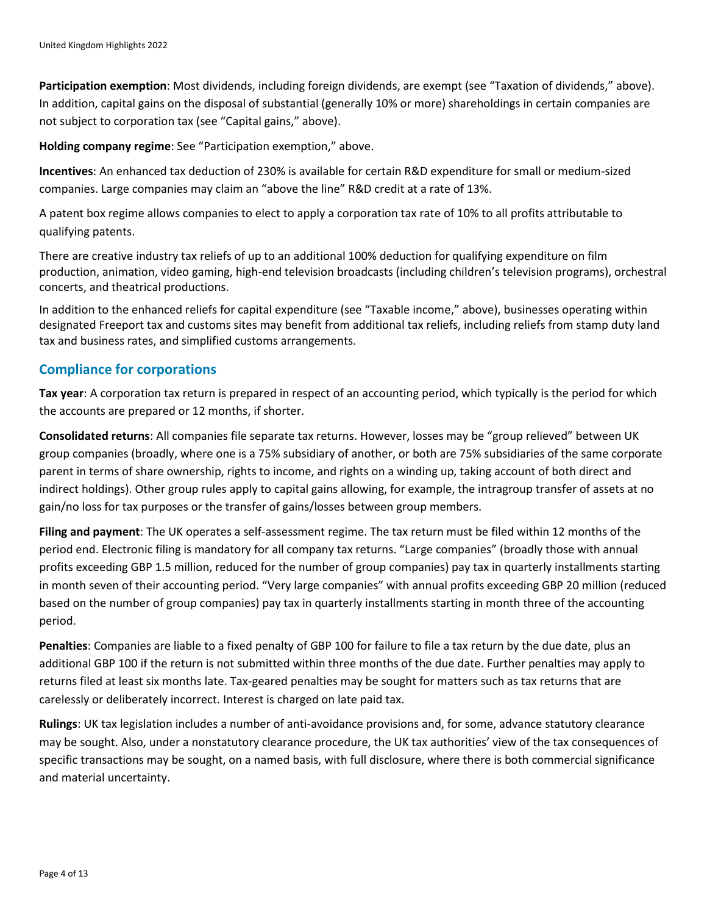**Participation exemption**: Most dividends, including foreign dividends, are exempt (see "Taxation of dividends," above). In addition, capital gains on the disposal of substantial (generally 10% or more) shareholdings in certain companies are not subject to corporation tax (see "Capital gains," above).

**Holding company regime**: See "Participation exemption," above.

**Incentives**: An enhanced tax deduction of 230% is available for certain R&D expenditure for small or medium-sized companies. Large companies may claim an "above the line" R&D credit at a rate of 13%.

A patent box regime allows companies to elect to apply a corporation tax rate of 10% to all profits attributable to qualifying patents.

There are creative industry tax reliefs of up to an additional 100% deduction for qualifying expenditure on film production, animation, video gaming, high-end television broadcasts (including children's television programs), orchestral concerts, and theatrical productions.

In addition to the enhanced reliefs for capital expenditure (see "Taxable income," above), businesses operating within designated Freeport tax and customs sites may benefit from additional tax reliefs, including reliefs from stamp duty land tax and business rates, and simplified customs arrangements.

## Compliance for corporations

**Tax year**: A corporation tax return is prepared in respect of an accounting period, which typically is the period for which the accounts are prepared or 12 months, if shorter.

**Consolidated returns**: All companies file separate tax returns. However, losses may be "group relieved" between UK group companies (broadly, where one is a 75% subsidiary of another, or both are 75% subsidiaries of the same corporate parent in terms of share ownership, rights to income, and rights on a winding up, taking account of both direct and indirect holdings). Other group rules apply to capital gains allowing, for example, the intragroup transfer of assets at no gain/no loss for tax purposes or the transfer of gains/losses between group members.

**Filing and payment**: The UK operates a self-assessment regime. The tax return must be filed within 12 months of the period end. Electronic filing is mandatory for all company tax returns. "Large companies" (broadly those with annual profits exceeding GBP 1.5 million, reduced for the number of group companies) pay tax in quarterly installments starting in month seven of their accounting period. "Very large companies" with annual profits exceeding GBP 20 million (reduced based on the number of group companies) pay tax in quarterly installments starting in month three of the accounting period.

**Penalties**: Companies are liable to a fixed penalty of GBP 100 for failure to file a tax return by the due date, plus an additional GBP 100 if the return is not submitted within three months of the due date. Further penalties may apply to returns filed at least six months late. Tax-geared penalties may be sought for matters such as tax returns that are carelessly or deliberately incorrect. Interest is charged on late paid tax.

**Rulings**: UK tax legislation includes a number of anti-avoidance provisions and, for some, advance statutory clearance may be sought. Also, under a nonstatutory clearance procedure, the UK tax authorities' view of the tax consequences of specific transactions may be sought, on a named basis, with full disclosure, where there is both commercial significance and material uncertainty.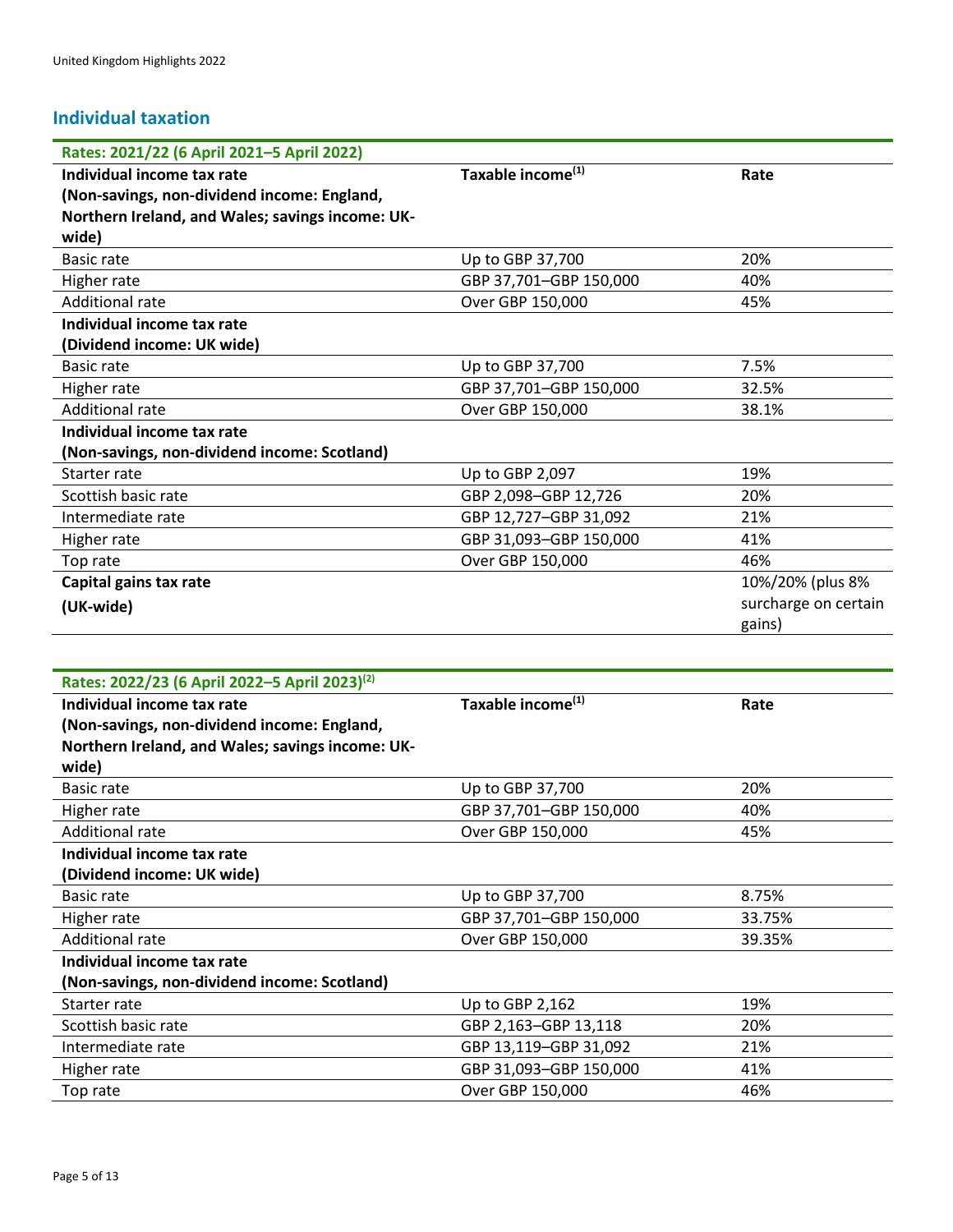## Individual taxation

| Rates: 2021/22 (6 April 2021–5 April 2022) | | |
|---|---|---|
| **Individual income tax rate (Non-savings, non-dividend income: England, Northern Ireland, and Wales; savings income: UK-wide)** | **Taxable income[1]** | **Rate** |
| Basic rate | Up to GBP 37,700 | 20% |
| Higher rate | GBP 37,701–GBP 150,000 | 40% |
| Additional rate | Over GBP 150,000 | 45% |
| **Individual income tax rate (Dividend income: UK wide)** | | |
| Basic rate | Up to GBP 37,700 | 7.5% |
| Higher rate | GBP 37,701–GBP 150,000 | 32.5% |
| Additional rate | Over GBP 150,000 | 38.1% |
| **Individual income tax rate (Non-savings, non-dividend income: Scotland)** | | |
| Starter rate | Up to GBP 2,097 | 19% |
| Scottish basic rate | GBP 2,098–GBP 12,726 | 20% |
| Intermediate rate | GBP 12,727–GBP 31,092 | 21% |
| Higher rate | GBP 31,093–GBP 150,000 | 41% |
| Top rate | Over GBP 150,000 | 46% |
| **Capital gains tax rate (UK-wide)** | | 10%/20% (plus 8% surcharge on certain gains) |

| Rates: 2022/23 (6 April 2022–5 April 2023)[2] | | |
|---|---|---|
| **Individual income tax rate (Non-savings, non-dividend income: England, Northern Ireland, and Wales; savings income: UK-wide)** | **Taxable income[1]** | **Rate** |
| Basic rate | Up to GBP 37,700 | 20% |
| Higher rate | GBP 37,701–GBP 150,000 | 40% |
| Additional rate | Over GBP 150,000 | 45% |
| **Individual income tax rate (Dividend income: UK wide)** | | |
| Basic rate | Up to GBP 37,700 | 8.75% |
| Higher rate | GBP 37,701–GBP 150,000 | 33.75% |
| Additional rate | Over GBP 150,000 | 39.35% |
| **Individual income tax rate (Non-savings, non-dividend income: Scotland)** | | |
| Starter rate | Up to GBP 2,162 | 19% |
| Scottish basic rate | GBP 2,163–GBP 13,118 | 20% |
| Intermediate rate | GBP 13,119–GBP 31,092 | 21% |
| Higher rate | GBP 31,093–GBP 150,000 | 41% |
| Top rate | Over GBP 150,000 | 46% |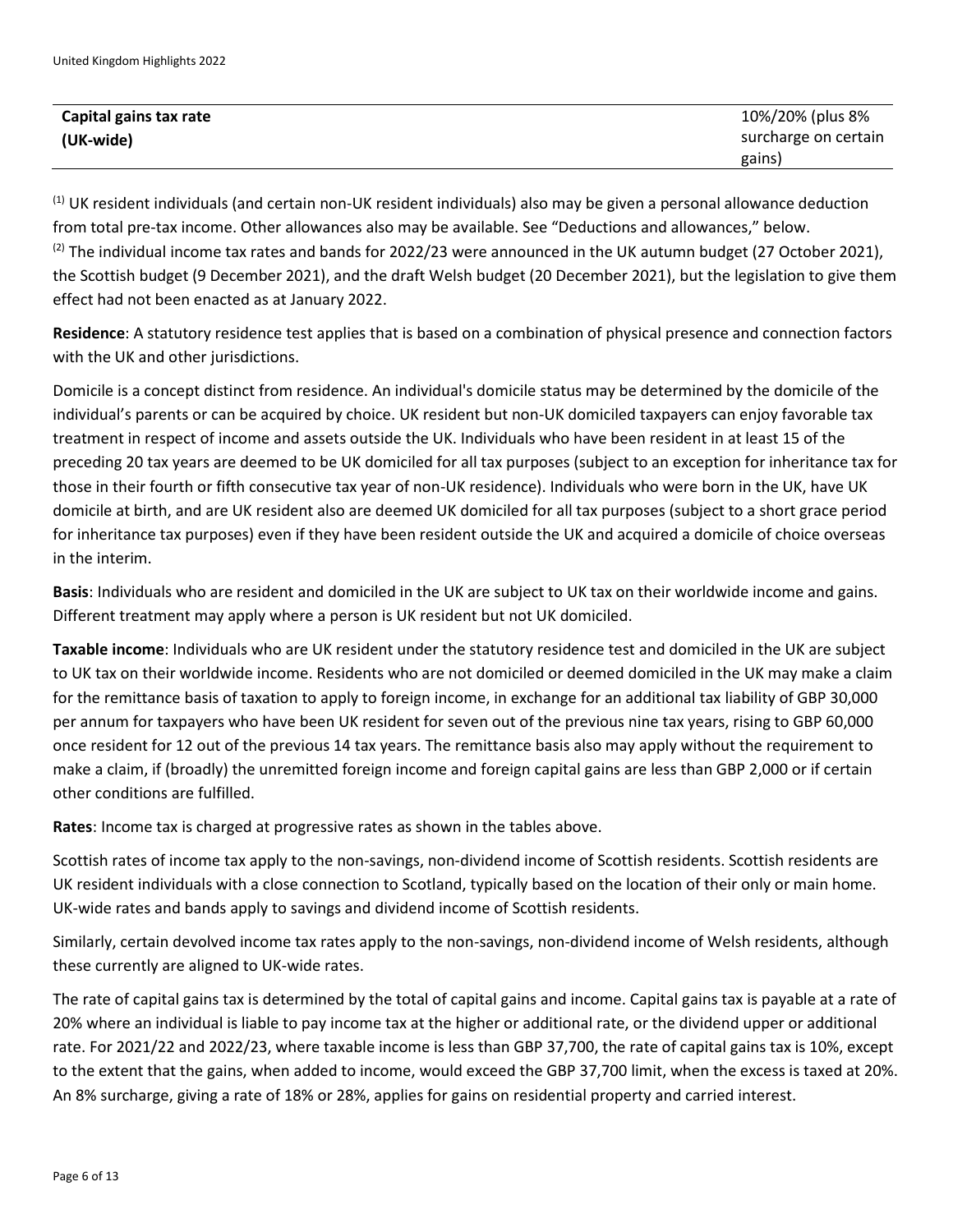| Capital gains tax rate (UK-wide) | 10%/20% (plus 8% surcharge on certain gains) |
|---|---|

[(1)] UK resident individuals (and certain non-UK resident individuals) also may be given a personal allowance deduction from total pre-tax income. Other allowances also may be available. See "Deductions and allowances," below.
[(2)] The individual income tax rates and bands for 2022/23 were announced in the UK autumn budget (27 October 2021), the Scottish budget (9 December 2021), and the draft Welsh budget (20 December 2021), but the legislation to give them effect had not been enacted as at January 2022.

**Residence**: A statutory residence test applies that is based on a combination of physical presence and connection factors with the UK and other jurisdictions.

Domicile is a concept distinct from residence. An individual's domicile status may be determined by the domicile of the individual's parents or can be acquired by choice. UK resident but non-UK domiciled taxpayers can enjoy favorable tax treatment in respect of income and assets outside the UK. Individuals who have been resident in at least 15 of the preceding 20 tax years are deemed to be UK domiciled for all tax purposes (subject to an exception for inheritance tax for those in their fourth or fifth consecutive tax year of non-UK residence). Individuals who were born in the UK, have UK domicile at birth, and are UK resident also are deemed UK domiciled for all tax purposes (subject to a short grace period for inheritance tax purposes) even if they have been resident outside the UK and acquired a domicile of choice overseas in the interim.

**Basis**: Individuals who are resident and domiciled in the UK are subject to UK tax on their worldwide income and gains. Different treatment may apply where a person is UK resident but not UK domiciled.

**Taxable income**: Individuals who are UK resident under the statutory residence test and domiciled in the UK are subject to UK tax on their worldwide income. Residents who are not domiciled or deemed domiciled in the UK may make a claim for the remittance basis of taxation to apply to foreign income, in exchange for an additional tax liability of GBP 30,000 per annum for taxpayers who have been UK resident for seven out of the previous nine tax years, rising to GBP 60,000 once resident for 12 out of the previous 14 tax years. The remittance basis also may apply without the requirement to make a claim, if (broadly) the unremitted foreign income and foreign capital gains are less than GBP 2,000 or if certain other conditions are fulfilled.

**Rates**: Income tax is charged at progressive rates as shown in the tables above.

Scottish rates of income tax apply to the non-savings, non-dividend income of Scottish residents. Scottish residents are UK resident individuals with a close connection to Scotland, typically based on the location of their only or main home. UK-wide rates and bands apply to savings and dividend income of Scottish residents.

Similarly, certain devolved income tax rates apply to the non-savings, non-dividend income of Welsh residents, although these currently are aligned to UK-wide rates.

The rate of capital gains tax is determined by the total of capital gains and income. Capital gains tax is payable at a rate of 20% where an individual is liable to pay income tax at the higher or additional rate, or the dividend upper or additional rate. For 2021/22 and 2022/23, where taxable income is less than GBP 37,700, the rate of capital gains tax is 10%, except to the extent that the gains, when added to income, would exceed the GBP 37,700 limit, when the excess is taxed at 20%. An 8% surcharge, giving a rate of 18% or 28%, applies for gains on residential property and carried interest.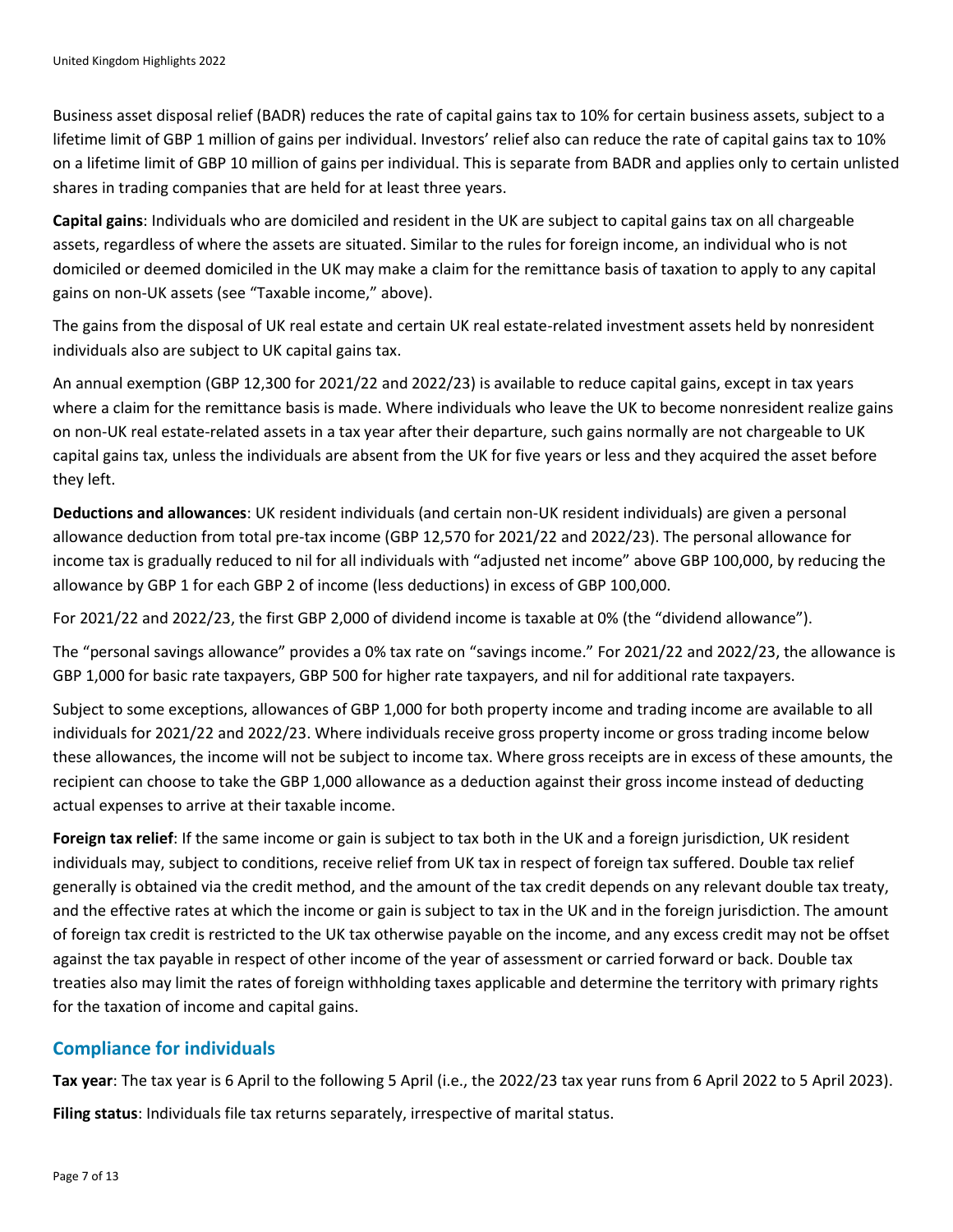Business asset disposal relief (BADR) reduces the rate of capital gains tax to 10% for certain business assets, subject to a lifetime limit of GBP 1 million of gains per individual. Investors' relief also can reduce the rate of capital gains tax to 10% on a lifetime limit of GBP 10 million of gains per individual. This is separate from BADR and applies only to certain unlisted shares in trading companies that are held for at least three years.

**Capital gains**: Individuals who are domiciled and resident in the UK are subject to capital gains tax on all chargeable assets, regardless of where the assets are situated. Similar to the rules for foreign income, an individual who is not domiciled or deemed domiciled in the UK may make a claim for the remittance basis of taxation to apply to any capital gains on non-UK assets (see "Taxable income," above).

The gains from the disposal of UK real estate and certain UK real estate-related investment assets held by nonresident individuals also are subject to UK capital gains tax.

An annual exemption (GBP 12,300 for 2021/22 and 2022/23) is available to reduce capital gains, except in tax years where a claim for the remittance basis is made. Where individuals who leave the UK to become nonresident realize gains on non-UK real estate-related assets in a tax year after their departure, such gains normally are not chargeable to UK capital gains tax, unless the individuals are absent from the UK for five years or less and they acquired the asset before they left.

**Deductions and allowances**: UK resident individuals (and certain non-UK resident individuals) are given a personal allowance deduction from total pre-tax income (GBP 12,570 for 2021/22 and 2022/23). The personal allowance for income tax is gradually reduced to nil for all individuals with "adjusted net income" above GBP 100,000, by reducing the allowance by GBP 1 for each GBP 2 of income (less deductions) in excess of GBP 100,000.

For 2021/22 and 2022/23, the first GBP 2,000 of dividend income is taxable at 0% (the "dividend allowance").

The "personal savings allowance" provides a 0% tax rate on "savings income." For 2021/22 and 2022/23, the allowance is GBP 1,000 for basic rate taxpayers, GBP 500 for higher rate taxpayers, and nil for additional rate taxpayers.

Subject to some exceptions, allowances of GBP 1,000 for both property income and trading income are available to all individuals for 2021/22 and 2022/23. Where individuals receive gross property income or gross trading income below these allowances, the income will not be subject to income tax. Where gross receipts are in excess of these amounts, the recipient can choose to take the GBP 1,000 allowance as a deduction against their gross income instead of deducting actual expenses to arrive at their taxable income.

**Foreign tax relief**: If the same income or gain is subject to tax both in the UK and a foreign jurisdiction, UK resident individuals may, subject to conditions, receive relief from UK tax in respect of foreign tax suffered. Double tax relief generally is obtained via the credit method, and the amount of the tax credit depends on any relevant double tax treaty, and the effective rates at which the income or gain is subject to tax in the UK and in the foreign jurisdiction. The amount of foreign tax credit is restricted to the UK tax otherwise payable on the income, and any excess credit may not be offset against the tax payable in respect of other income of the year of assessment or carried forward or back. Double tax treaties also may limit the rates of foreign withholding taxes applicable and determine the territory with primary rights for the taxation of income and capital gains.

## Compliance for individuals

**Tax year**: The tax year is 6 April to the following 5 April (i.e., the 2022/23 tax year runs from 6 April 2022 to 5 April 2023).

**Filing status**: Individuals file tax returns separately, irrespective of marital status.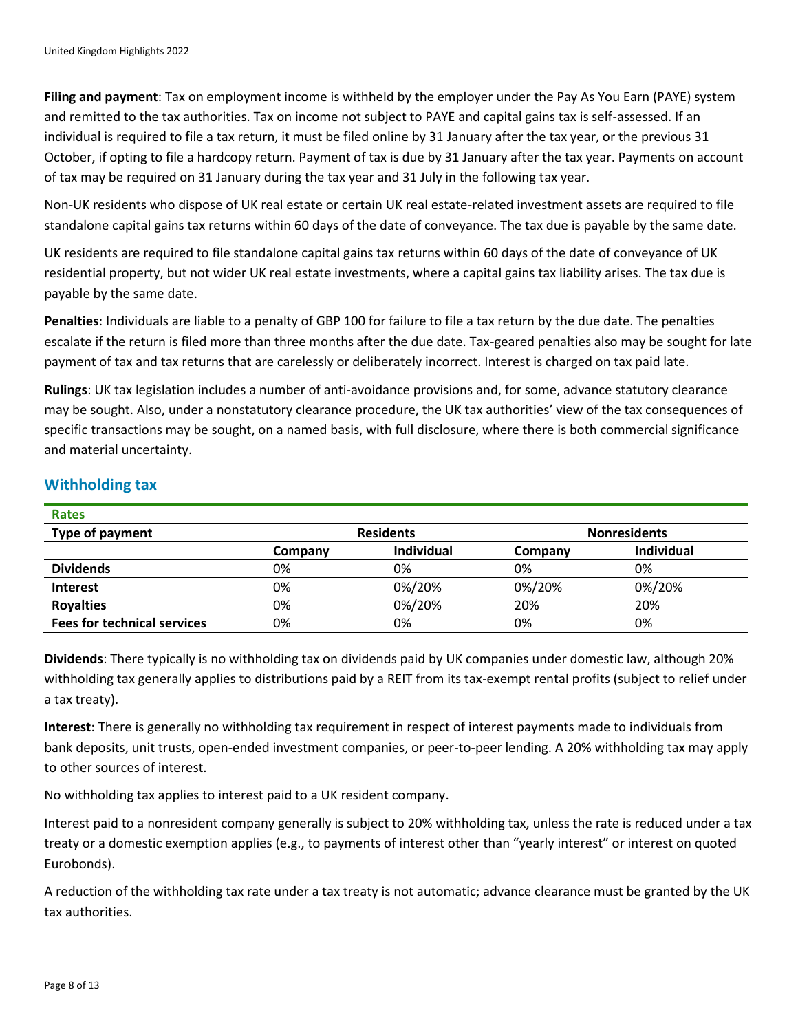**Filing and payment**: Tax on employment income is withheld by the employer under the Pay As You Earn (PAYE) system and remitted to the tax authorities. Tax on income not subject to PAYE and capital gains tax is self-assessed. If an individual is required to file a tax return, it must be filed online by 31 January after the tax year, or the previous 31 October, if opting to file a hardcopy return. Payment of tax is due by 31 January after the tax year. Payments on account of tax may be required on 31 January during the tax year and 31 July in the following tax year.

Non-UK residents who dispose of UK real estate or certain UK real estate-related investment assets are required to file standalone capital gains tax returns within 60 days of the date of conveyance. The tax due is payable by the same date.

UK residents are required to file standalone capital gains tax returns within 60 days of the date of conveyance of UK residential property, but not wider UK real estate investments, where a capital gains tax liability arises. The tax due is payable by the same date.

**Penalties**: Individuals are liable to a penalty of GBP 100 for failure to file a tax return by the due date. The penalties escalate if the return is filed more than three months after the due date. Tax-geared penalties also may be sought for late payment of tax and tax returns that are carelessly or deliberately incorrect. Interest is charged on tax paid late.

**Rulings**: UK tax legislation includes a number of anti-avoidance provisions and, for some, advance statutory clearance may be sought. Also, under a nonstatutory clearance procedure, the UK tax authorities' view of the tax consequences of specific transactions may be sought, on a named basis, with full disclosure, where there is both commercial significance and material uncertainty.

## Withholding tax

**Rates**

| Type of payment | Residents | | Nonresidents | |
|---|---|---|---|---|
| | Company | Individual | Company | Individual |
| **Dividends** | 0% | 0% | 0% | 0% |
| **Interest** | 0% | 0%/20% | 0%/20% | 0%/20% |
| **Royalties** | 0% | 0%/20% | 20% | 20% |
| **Fees for technical services** | 0% | 0% | 0% | 0% |

**Dividends**: There typically is no withholding tax on dividends paid by UK companies under domestic law, although 20% withholding tax generally applies to distributions paid by a REIT from its tax-exempt rental profits (subject to relief under a tax treaty).

**Interest**: There is generally no withholding tax requirement in respect of interest payments made to individuals from bank deposits, unit trusts, open-ended investment companies, or peer-to-peer lending. A 20% withholding tax may apply to other sources of interest.

No withholding tax applies to interest paid to a UK resident company.

Interest paid to a nonresident company generally is subject to 20% withholding tax, unless the rate is reduced under a tax treaty or a domestic exemption applies (e.g., to payments of interest other than "yearly interest" or interest on quoted Eurobonds).

A reduction of the withholding tax rate under a tax treaty is not automatic; advance clearance must be granted by the UK tax authorities.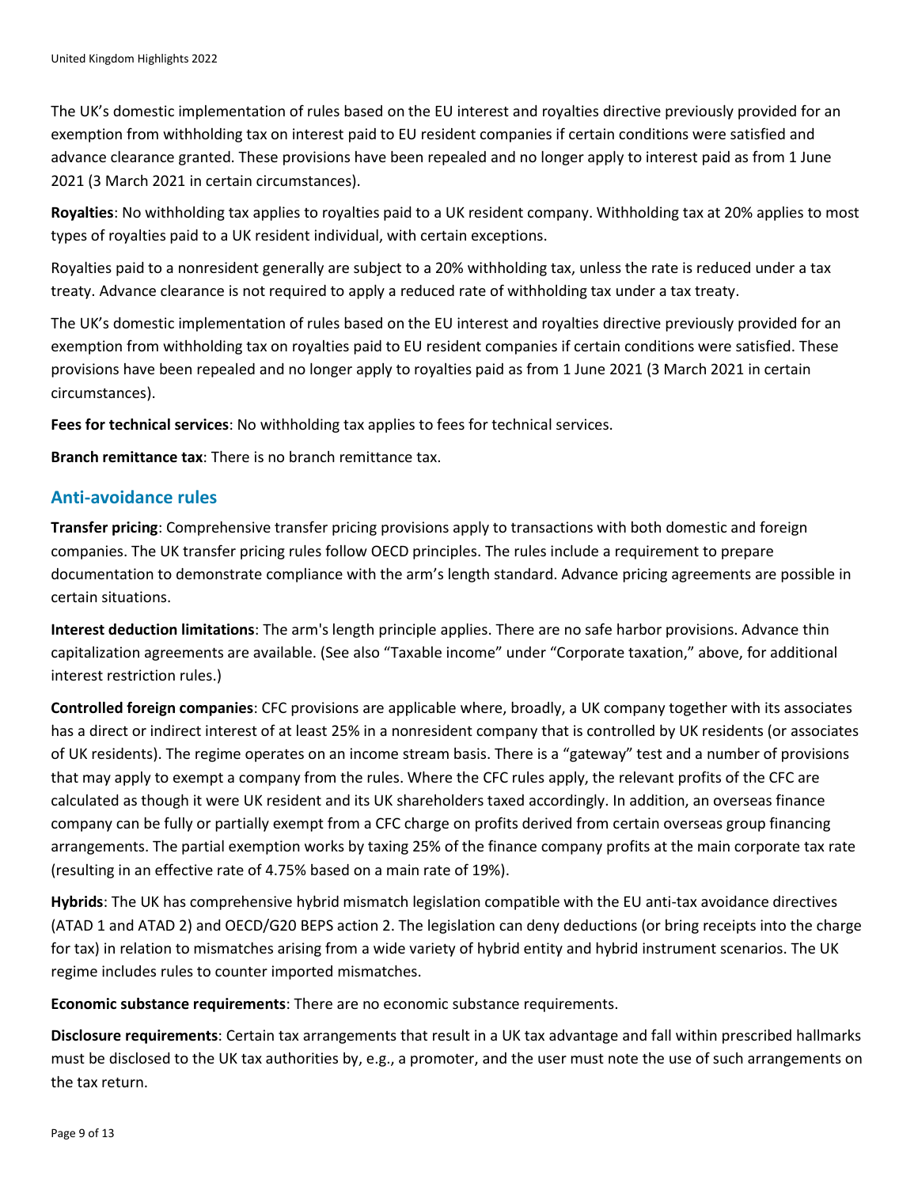The UK's domestic implementation of rules based on the EU interest and royalties directive previously provided for an exemption from withholding tax on interest paid to EU resident companies if certain conditions were satisfied and advance clearance granted. These provisions have been repealed and no longer apply to interest paid as from 1 June 2021 (3 March 2021 in certain circumstances).

**Royalties**: No withholding tax applies to royalties paid to a UK resident company. Withholding tax at 20% applies to most types of royalties paid to a UK resident individual, with certain exceptions.

Royalties paid to a nonresident generally are subject to a 20% withholding tax, unless the rate is reduced under a tax treaty. Advance clearance is not required to apply a reduced rate of withholding tax under a tax treaty.

The UK's domestic implementation of rules based on the EU interest and royalties directive previously provided for an exemption from withholding tax on royalties paid to EU resident companies if certain conditions were satisfied. These provisions have been repealed and no longer apply to royalties paid as from 1 June 2021 (3 March 2021 in certain circumstances).

**Fees for technical services**: No withholding tax applies to fees for technical services.

**Branch remittance tax**: There is no branch remittance tax.

## Anti-avoidance rules

**Transfer pricing**: Comprehensive transfer pricing provisions apply to transactions with both domestic and foreign companies. The UK transfer pricing rules follow OECD principles. The rules include a requirement to prepare documentation to demonstrate compliance with the arm's length standard. Advance pricing agreements are possible in certain situations.

**Interest deduction limitations**: The arm's length principle applies. There are no safe harbor provisions. Advance thin capitalization agreements are available. (See also "Taxable income" under "Corporate taxation," above, for additional interest restriction rules.)

**Controlled foreign companies**: CFC provisions are applicable where, broadly, a UK company together with its associates has a direct or indirect interest of at least 25% in a nonresident company that is controlled by UK residents (or associates of UK residents). The regime operates on an income stream basis. There is a "gateway" test and a number of provisions that may apply to exempt a company from the rules. Where the CFC rules apply, the relevant profits of the CFC are calculated as though it were UK resident and its UK shareholders taxed accordingly. In addition, an overseas finance company can be fully or partially exempt from a CFC charge on profits derived from certain overseas group financing arrangements. The partial exemption works by taxing 25% of the finance company profits at the main corporate tax rate (resulting in an effective rate of 4.75% based on a main rate of 19%).

**Hybrids**: The UK has comprehensive hybrid mismatch legislation compatible with the EU anti-tax avoidance directives (ATAD 1 and ATAD 2) and OECD/G20 BEPS action 2. The legislation can deny deductions (or bring receipts into the charge for tax) in relation to mismatches arising from a wide variety of hybrid entity and hybrid instrument scenarios. The UK regime includes rules to counter imported mismatches.

**Economic substance requirements**: There are no economic substance requirements.

**Disclosure requirements**: Certain tax arrangements that result in a UK tax advantage and fall within prescribed hallmarks must be disclosed to the UK tax authorities by, e.g., a promoter, and the user must note the use of such arrangements on the tax return.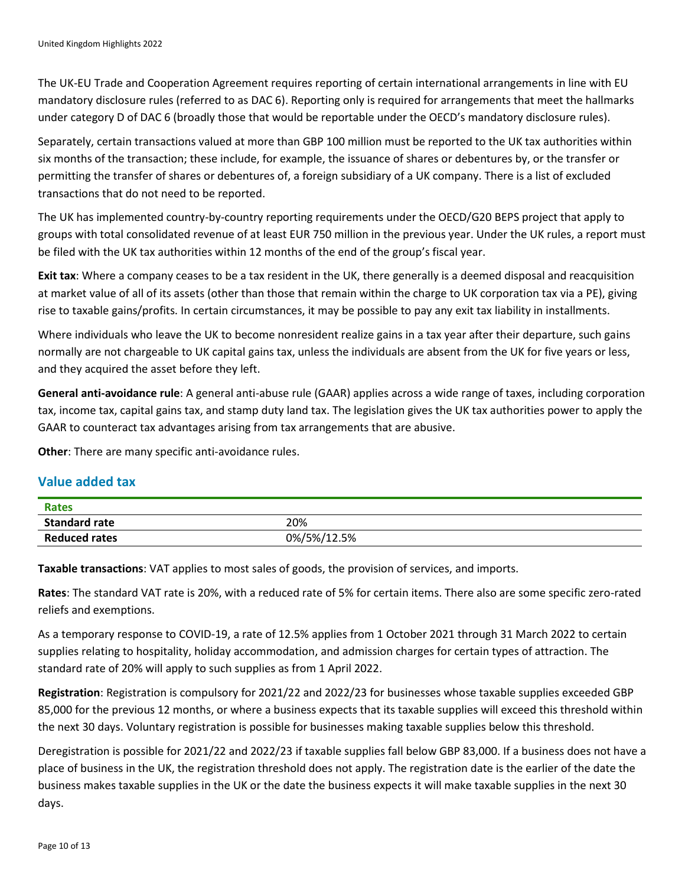The UK-EU Trade and Cooperation Agreement requires reporting of certain international arrangements in line with EU mandatory disclosure rules (referred to as DAC 6). Reporting only is required for arrangements that meet the hallmarks under category D of DAC 6 (broadly those that would be reportable under the OECD's mandatory disclosure rules).

Separately, certain transactions valued at more than GBP 100 million must be reported to the UK tax authorities within six months of the transaction; these include, for example, the issuance of shares or debentures by, or the transfer or permitting the transfer of shares or debentures of, a foreign subsidiary of a UK company. There is a list of excluded transactions that do not need to be reported.

The UK has implemented country-by-country reporting requirements under the OECD/G20 BEPS project that apply to groups with total consolidated revenue of at least EUR 750 million in the previous year. Under the UK rules, a report must be filed with the UK tax authorities within 12 months of the end of the group's fiscal year.

**Exit tax**: Where a company ceases to be a tax resident in the UK, there generally is a deemed disposal and reacquisition at market value of all of its assets (other than those that remain within the charge to UK corporation tax via a PE), giving rise to taxable gains/profits. In certain circumstances, it may be possible to pay any exit tax liability in installments.

Where individuals who leave the UK to become nonresident realize gains in a tax year after their departure, such gains normally are not chargeable to UK capital gains tax, unless the individuals are absent from the UK for five years or less, and they acquired the asset before they left.

**General anti-avoidance rule**: A general anti-abuse rule (GAAR) applies across a wide range of taxes, including corporation tax, income tax, capital gains tax, and stamp duty land tax. The legislation gives the UK tax authorities power to apply the GAAR to counteract tax advantages arising from tax arrangements that are abusive.

**Other**: There are many specific anti-avoidance rules.

## Value added tax

| Rates | |
|---|---|
| **Standard rate** | 20% |
| **Reduced rates** | 0%/5%/12.5% |

**Taxable transactions**: VAT applies to most sales of goods, the provision of services, and imports.

**Rates**: The standard VAT rate is 20%, with a reduced rate of 5% for certain items. There also are some specific zero-rated reliefs and exemptions.

As a temporary response to COVID-19, a rate of 12.5% applies from 1 October 2021 through 31 March 2022 to certain supplies relating to hospitality, holiday accommodation, and admission charges for certain types of attraction. The standard rate of 20% will apply to such supplies as from 1 April 2022.

**Registration**: Registration is compulsory for 2021/22 and 2022/23 for businesses whose taxable supplies exceeded GBP 85,000 for the previous 12 months, or where a business expects that its taxable supplies will exceed this threshold within the next 30 days. Voluntary registration is possible for businesses making taxable supplies below this threshold.

Deregistration is possible for 2021/22 and 2022/23 if taxable supplies fall below GBP 83,000. If a business does not have a place of business in the UK, the registration threshold does not apply. The registration date is the earlier of the date the business makes taxable supplies in the UK or the date the business expects it will make taxable supplies in the next 30 days.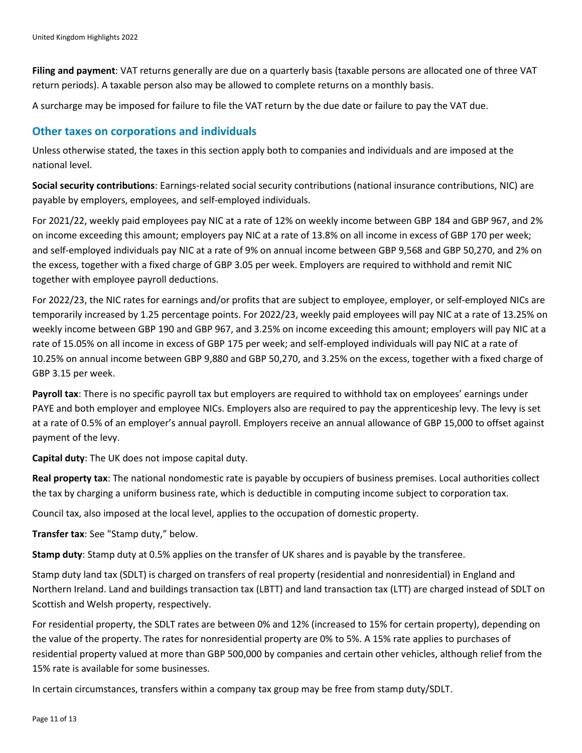**Filing and payment**: VAT returns generally are due on a quarterly basis (taxable persons are allocated one of three VAT return periods). A taxable person also may be allowed to complete returns on a monthly basis.

A surcharge may be imposed for failure to file the VAT return by the due date or failure to pay the VAT due.

## Other taxes on corporations and individuals

Unless otherwise stated, the taxes in this section apply both to companies and individuals and are imposed at the national level.

**Social security contributions**: Earnings-related social security contributions (national insurance contributions, NIC) are payable by employers, employees, and self-employed individuals.

For 2021/22, weekly paid employees pay NIC at a rate of 12% on weekly income between GBP 184 and GBP 967, and 2% on income exceeding this amount; employers pay NIC at a rate of 13.8% on all income in excess of GBP 170 per week; and self-employed individuals pay NIC at a rate of 9% on annual income between GBP 9,568 and GBP 50,270, and 2% on the excess, together with a fixed charge of GBP 3.05 per week. Employers are required to withhold and remit NIC together with employee payroll deductions.

For 2022/23, the NIC rates for earnings and/or profits that are subject to employee, employer, or self-employed NICs are temporarily increased by 1.25 percentage points. For 2022/23, weekly paid employees will pay NIC at a rate of 13.25% on weekly income between GBP 190 and GBP 967, and 3.25% on income exceeding this amount; employers will pay NIC at a rate of 15.05% on all income in excess of GBP 175 per week; and self-employed individuals will pay NIC at a rate of 10.25% on annual income between GBP 9,880 and GBP 50,270, and 3.25% on the excess, together with a fixed charge of GBP 3.15 per week.

**Payroll tax**: There is no specific payroll tax but employers are required to withhold tax on employees' earnings under PAYE and both employer and employee NICs. Employers also are required to pay the apprenticeship levy. The levy is set at a rate of 0.5% of an employer's annual payroll. Employers receive an annual allowance of GBP 15,000 to offset against payment of the levy.

**Capital duty**: The UK does not impose capital duty.

**Real property tax**: The national nondomestic rate is payable by occupiers of business premises. Local authorities collect the tax by charging a uniform business rate, which is deductible in computing income subject to corporation tax.

Council tax, also imposed at the local level, applies to the occupation of domestic property.

**Transfer tax**: See "Stamp duty," below.

**Stamp duty**: Stamp duty at 0.5% applies on the transfer of UK shares and is payable by the transferee.

Stamp duty land tax (SDLT) is charged on transfers of real property (residential and nonresidential) in England and Northern Ireland. Land and buildings transaction tax (LBTT) and land transaction tax (LTT) are charged instead of SDLT on Scottish and Welsh property, respectively.

For residential property, the SDLT rates are between 0% and 12% (increased to 15% for certain property), depending on the value of the property. The rates for nonresidential property are 0% to 5%. A 15% rate applies to purchases of residential property valued at more than GBP 500,000 by companies and certain other vehicles, although relief from the 15% rate is available for some businesses.

In certain circumstances, transfers within a company tax group may be free from stamp duty/SDLT.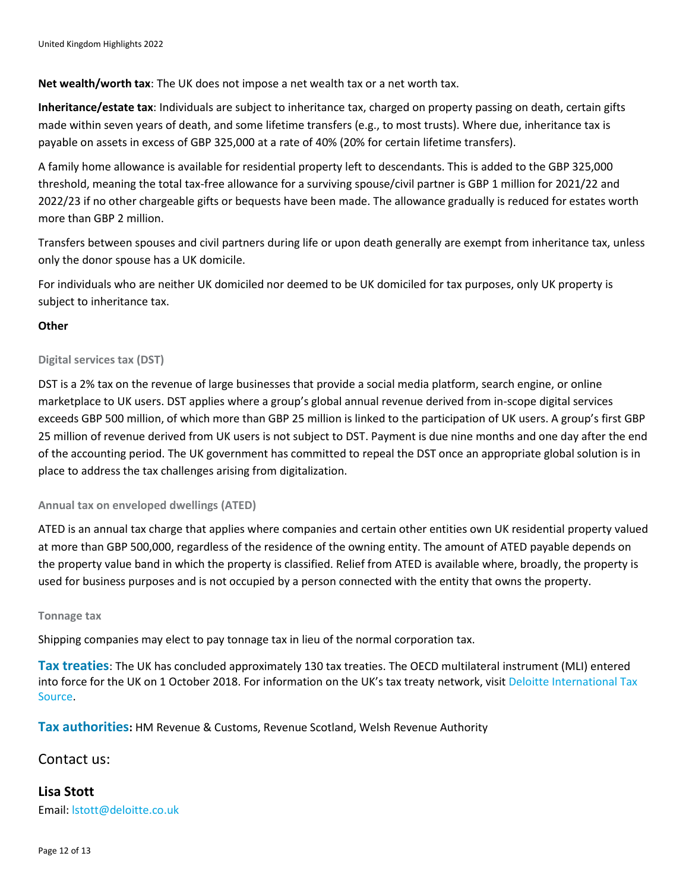**Net wealth/worth tax**: The UK does not impose a net wealth tax or a net worth tax.

**Inheritance/estate tax**: Individuals are subject to inheritance tax, charged on property passing on death, certain gifts made within seven years of death, and some lifetime transfers (e.g., to most trusts). Where due, inheritance tax is payable on assets in excess of GBP 325,000 at a rate of 40% (20% for certain lifetime transfers).

A family home allowance is available for residential property left to descendants. This is added to the GBP 325,000 threshold, meaning the total tax-free allowance for a surviving spouse/civil partner is GBP 1 million for 2021/22 and 2022/23 if no other chargeable gifts or bequests have been made. The allowance gradually is reduced for estates worth more than GBP 2 million.

Transfers between spouses and civil partners during life or upon death generally are exempt from inheritance tax, unless only the donor spouse has a UK domicile.

For individuals who are neither UK domiciled nor deemed to be UK domiciled for tax purposes, only UK property is subject to inheritance tax.

**Other**

#### Digital services tax (DST)

DST is a 2% tax on the revenue of large businesses that provide a social media platform, search engine, or online marketplace to UK users. DST applies where a group's global annual revenue derived from in-scope digital services exceeds GBP 500 million, of which more than GBP 25 million is linked to the participation of UK users. A group's first GBP 25 million of revenue derived from UK users is not subject to DST. Payment is due nine months and one day after the end of the accounting period. The UK government has committed to repeal the DST once an appropriate global solution is in place to address the tax challenges arising from digitalization.

#### Annual tax on enveloped dwellings (ATED)

ATED is an annual tax charge that applies where companies and certain other entities own UK residential property valued at more than GBP 500,000, regardless of the residence of the owning entity. The amount of ATED payable depends on the property value band in which the property is classified. Relief from ATED is available where, broadly, the property is used for business purposes and is not occupied by a person connected with the entity that owns the property.

#### Tonnage tax

Shipping companies may elect to pay tonnage tax in lieu of the normal corporation tax.

**Tax treaties**: The UK has concluded approximately 130 tax treaties. The OECD multilateral instrument (MLI) entered into force for the UK on 1 October 2018. For information on the UK's tax treaty network, visit Deloitte International Tax Source.

**Tax authorities:** HM Revenue & Customs, Revenue Scotland, Welsh Revenue Authority

## Contact us:

**Lisa Stott**
Email: lstott@deloitte.co.uk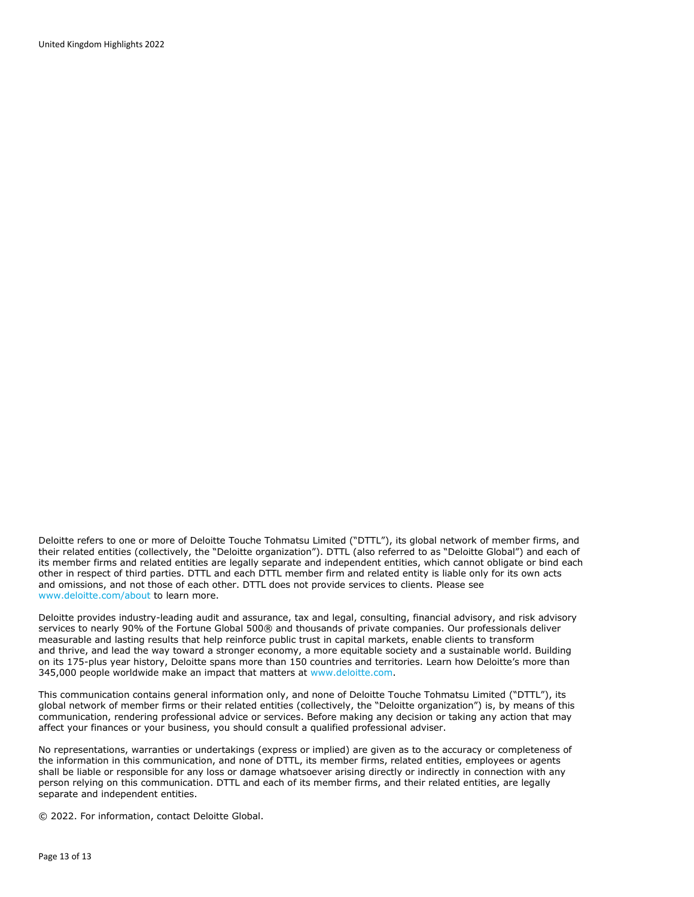Deloitte refers to one or more of Deloitte Touche Tohmatsu Limited ("DTTL"), its global network of member firms, and their related entities (collectively, the "Deloitte organization"). DTTL (also referred to as "Deloitte Global") and each of its member firms and related entities are legally separate and independent entities, which cannot obligate or bind each other in respect of third parties. DTTL and each DTTL member firm and related entity is liable only for its own acts and omissions, and not those of each other. DTTL does not provide services to clients. Please see www.deloitte.com/about to learn more.

Deloitte provides industry-leading audit and assurance, tax and legal, consulting, financial advisory, and risk advisory services to nearly 90% of the Fortune Global 500® and thousands of private companies. Our professionals deliver measurable and lasting results that help reinforce public trust in capital markets, enable clients to transform and thrive, and lead the way toward a stronger economy, a more equitable society and a sustainable world. Building on its 175-plus year history, Deloitte spans more than 150 countries and territories. Learn how Deloitte's more than 345,000 people worldwide make an impact that matters at www.deloitte.com.

This communication contains general information only, and none of Deloitte Touche Tohmatsu Limited ("DTTL"), its global network of member firms or their related entities (collectively, the "Deloitte organization") is, by means of this communication, rendering professional advice or services. Before making any decision or taking any action that may affect your finances or your business, you should consult a qualified professional adviser.

No representations, warranties or undertakings (express or implied) are given as to the accuracy or completeness of the information in this communication, and none of DTTL, its member firms, related entities, employees or agents shall be liable or responsible for any loss or damage whatsoever arising directly or indirectly in connection with any person relying on this communication. DTTL and each of its member firms, and their related entities, are legally separate and independent entities.

© 2022. For information, contact Deloitte Global.